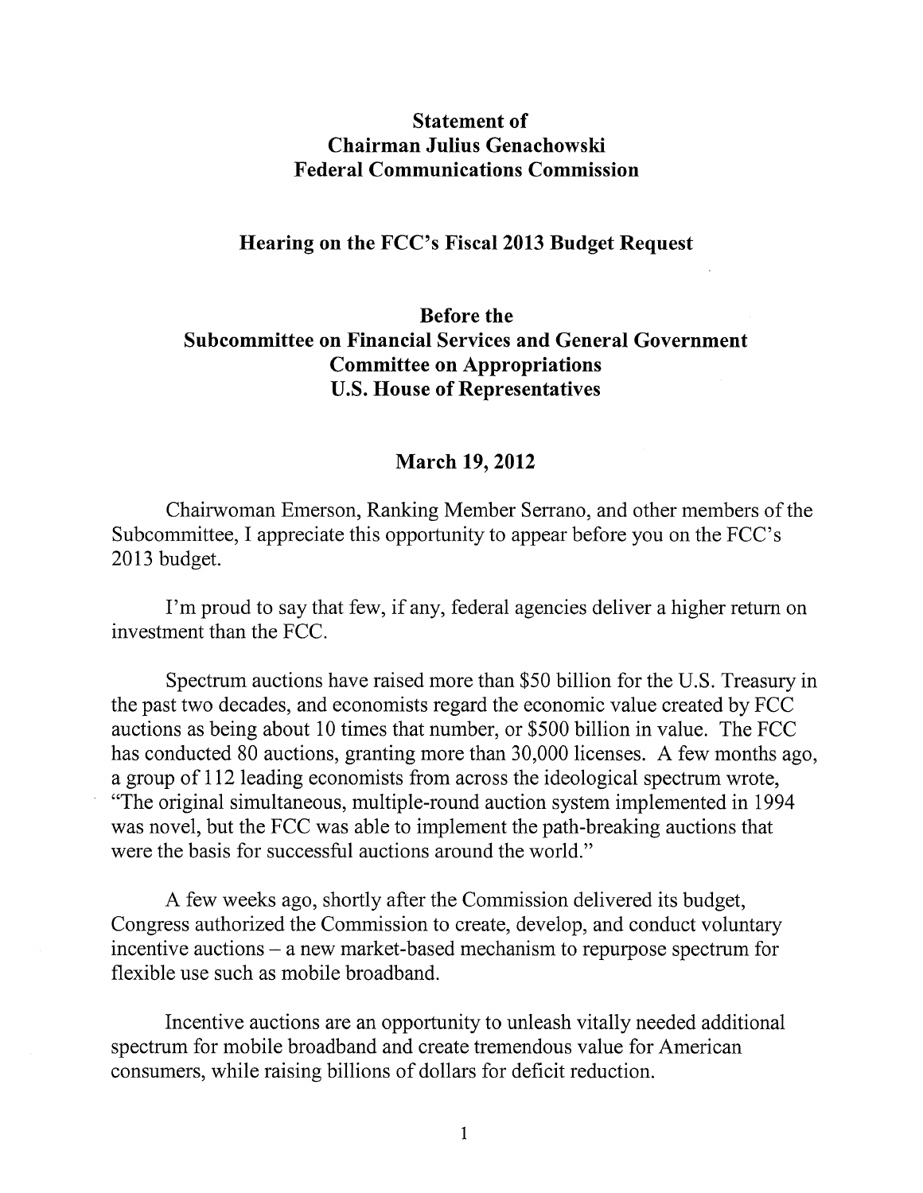# Statement of
# Chairman Julius Genachowski
# Federal Communications Commission

## Hearing on the FCC's Fiscal 2013 Budget Request

## Before the
## Subcommittee on Financial Services and General Government
## Committee on Appropriations
## U.S. House of Representatives

### March 19, 2012

Chairwoman Emerson, Ranking Member Serrano, and other members of the Subcommittee, I appreciate this opportunity to appear before you on the FCC's 2013 budget.

I'm proud to say that few, if any, federal agencies deliver a higher return on investment than the FCC.

Spectrum auctions have raised more than $50 billion for the U.S. Treasury in the past two decades, and economists regard the economic value created by FCC auctions as being about 10 times that number, or $500 billion in value. The FCC has conducted 80 auctions, granting more than 30,000 licenses. A few months ago, a group of 112 leading economists from across the ideological spectrum wrote, "The original simultaneous, multiple-round auction system implemented in 1994 was novel, but the FCC was able to implement the path-breaking auctions that were the basis for successful auctions around the world."

A few weeks ago, shortly after the Commission delivered its budget, Congress authorized the Commission to create, develop, and conduct voluntary incentive auctions – a new market-based mechanism to repurpose spectrum for flexible use such as mobile broadband.

Incentive auctions are an opportunity to unleash vitally needed additional spectrum for mobile broadband and create tremendous value for American consumers, while raising billions of dollars for deficit reduction.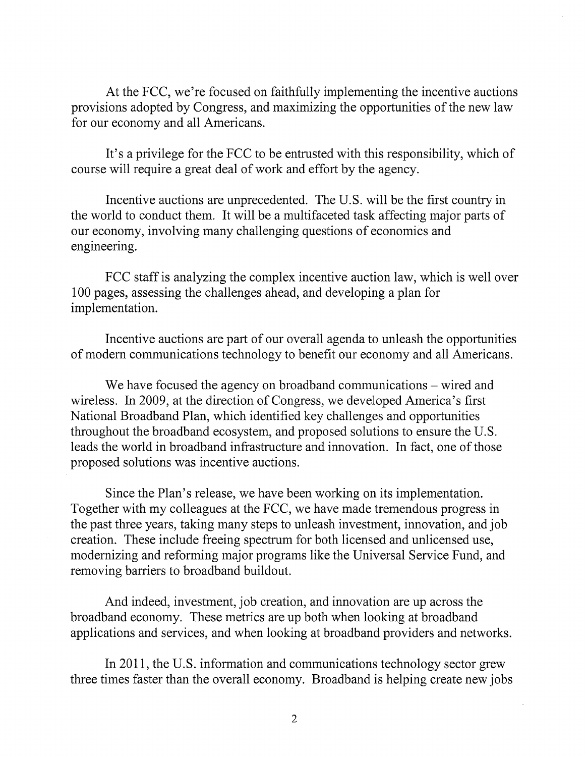At the FCC, we're focused on faithfully implementing the incentive auctions provisions adopted by Congress, and maximizing the opportunities of the new law for our economy and all Americans.

It's a privilege for the FCC to be entrusted with this responsibility, which of course will require a great deal of work and effort by the agency.

Incentive auctions are unprecedented. The U.S. will be the first country in the world to conduct them. It will be a multifaceted task affecting major parts of our economy, involving many challenging questions of economics and engineering.

FCC staff is analyzing the complex incentive auction law, which is well over 100 pages, assessing the challenges ahead, and developing a plan for implementation.

Incentive auctions are part of our overall agenda to unleash the opportunities of modern communications technology to benefit our economy and all Americans.

We have focused the agency on broadband communications – wired and wireless. In 2009, at the direction of Congress, we developed America's first National Broadband Plan, which identified key challenges and opportunities throughout the broadband ecosystem, and proposed solutions to ensure the U.S. leads the world in broadband infrastructure and innovation. In fact, one of those proposed solutions was incentive auctions.

Since the Plan's release, we have been working on its implementation. Together with my colleagues at the FCC, we have made tremendous progress in the past three years, taking many steps to unleash investment, innovation, and job creation. These include freeing spectrum for both licensed and unlicensed use, modernizing and reforming major programs like the Universal Service Fund, and removing barriers to broadband buildout.

And indeed, investment, job creation, and innovation are up across the broadband economy. These metrics are up both when looking at broadband applications and services, and when looking at broadband providers and networks.

In 2011, the U.S. information and communications technology sector grew three times faster than the overall economy. Broadband is helping create new jobs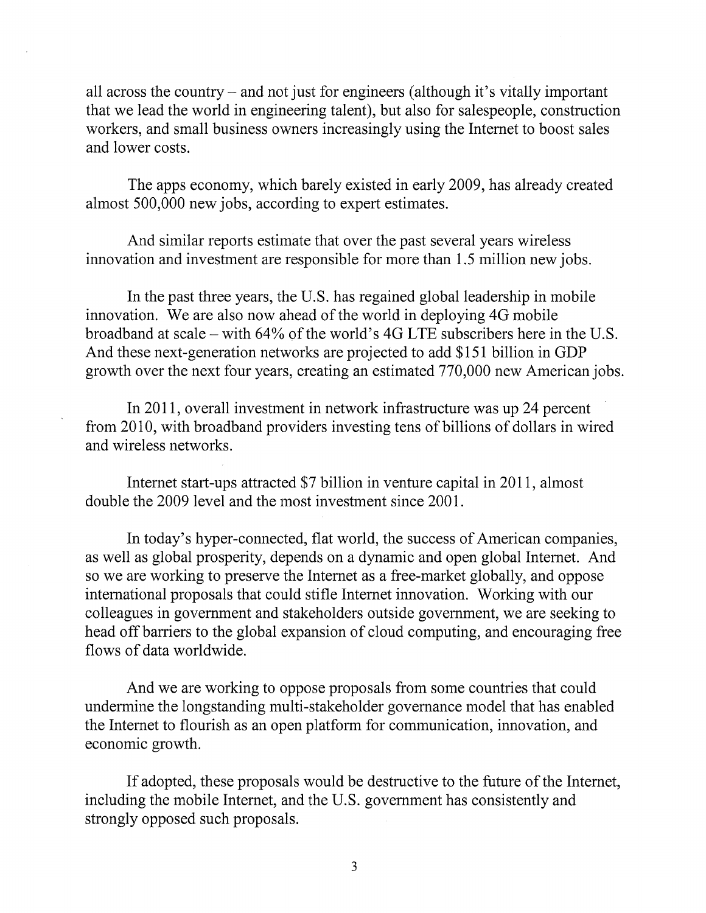all across the country – and not just for engineers (although it's vitally important that we lead the world in engineering talent), but also for salespeople, construction workers, and small business owners increasingly using the Internet to boost sales and lower costs.

The apps economy, which barely existed in early 2009, has already created almost 500,000 new jobs, according to expert estimates.

And similar reports estimate that over the past several years wireless innovation and investment are responsible for more than 1.5 million new jobs.

In the past three years, the U.S. has regained global leadership in mobile innovation. We are also now ahead of the world in deploying 4G mobile broadband at scale – with 64% of the world's 4G LTE subscribers here in the U.S. And these next-generation networks are projected to add $151 billion in GDP growth over the next four years, creating an estimated 770,000 new American jobs.

In 2011, overall investment in network infrastructure was up 24 percent from 2010, with broadband providers investing tens of billions of dollars in wired and wireless networks.

Internet start-ups attracted $7 billion in venture capital in 2011, almost double the 2009 level and the most investment since 2001.

In today's hyper-connected, flat world, the success of American companies, as well as global prosperity, depends on a dynamic and open global Internet. And so we are working to preserve the Internet as a free-market globally, and oppose international proposals that could stifle Internet innovation. Working with our colleagues in government and stakeholders outside government, we are seeking to head off barriers to the global expansion of cloud computing, and encouraging free flows of data worldwide.

And we are working to oppose proposals from some countries that could undermine the longstanding multi-stakeholder governance model that has enabled the Internet to flourish as an open platform for communication, innovation, and economic growth.

If adopted, these proposals would be destructive to the future of the Internet, including the mobile Internet, and the U.S. government has consistently and strongly opposed such proposals.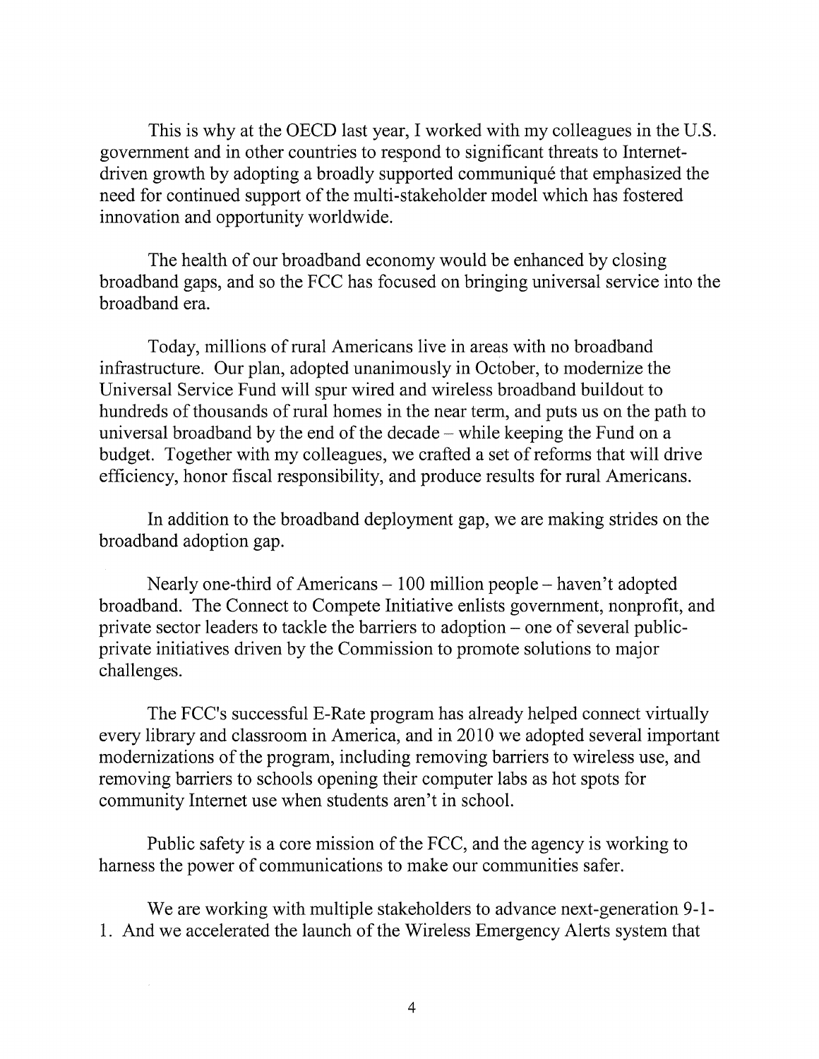This is why at the OECD last year, I worked with my colleagues in the U.S. government and in other countries to respond to significant threats to Internet-driven growth by adopting a broadly supported communiqué that emphasized the need for continued support of the multi-stakeholder model which has fostered innovation and opportunity worldwide.

The health of our broadband economy would be enhanced by closing broadband gaps, and so the FCC has focused on bringing universal service into the broadband era.

Today, millions of rural Americans live in areas with no broadband infrastructure. Our plan, adopted unanimously in October, to modernize the Universal Service Fund will spur wired and wireless broadband buildout to hundreds of thousands of rural homes in the near term, and puts us on the path to universal broadband by the end of the decade – while keeping the Fund on a budget. Together with my colleagues, we crafted a set of reforms that will drive efficiency, honor fiscal responsibility, and produce results for rural Americans.

In addition to the broadband deployment gap, we are making strides on the broadband adoption gap.

Nearly one-third of Americans – 100 million people – haven't adopted broadband. The Connect to Compete Initiative enlists government, nonprofit, and private sector leaders to tackle the barriers to adoption – one of several public-private initiatives driven by the Commission to promote solutions to major challenges.

The FCC's successful E-Rate program has already helped connect virtually every library and classroom in America, and in 2010 we adopted several important modernizations of the program, including removing barriers to wireless use, and removing barriers to schools opening their computer labs as hot spots for community Internet use when students aren't in school.

Public safety is a core mission of the FCC, and the agency is working to harness the power of communications to make our communities safer.

We are working with multiple stakeholders to advance next-generation 9-1-1. And we accelerated the launch of the Wireless Emergency Alerts system that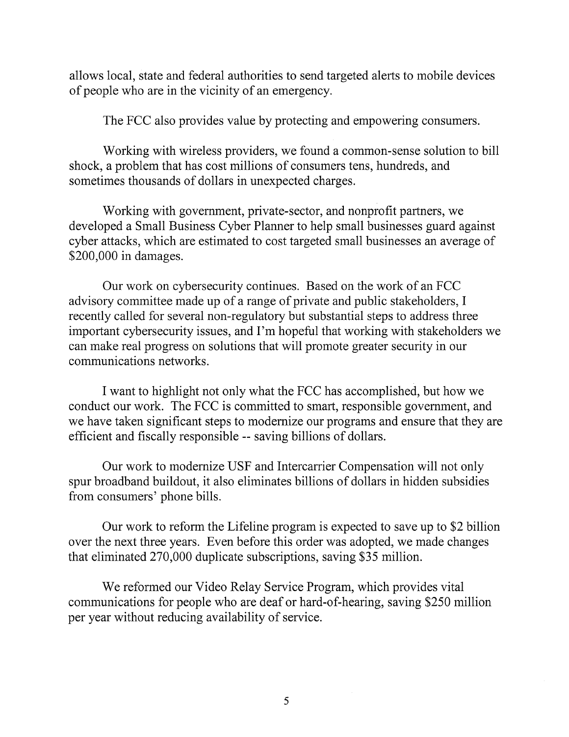allows local, state and federal authorities to send targeted alerts to mobile devices of people who are in the vicinity of an emergency.

The FCC also provides value by protecting and empowering consumers.

Working with wireless providers, we found a common-sense solution to bill shock, a problem that has cost millions of consumers tens, hundreds, and sometimes thousands of dollars in unexpected charges.

Working with government, private-sector, and nonprofit partners, we developed a Small Business Cyber Planner to help small businesses guard against cyber attacks, which are estimated to cost targeted small businesses an average of $200,000 in damages.

Our work on cybersecurity continues. Based on the work of an FCC advisory committee made up of a range of private and public stakeholders, I recently called for several non-regulatory but substantial steps to address three important cybersecurity issues, and I'm hopeful that working with stakeholders we can make real progress on solutions that will promote greater security in our communications networks.

I want to highlight not only what the FCC has accomplished, but how we conduct our work. The FCC is committed to smart, responsible government, and we have taken significant steps to modernize our programs and ensure that they are efficient and fiscally responsible -- saving billions of dollars.

Our work to modernize USF and Intercarrier Compensation will not only spur broadband buildout, it also eliminates billions of dollars in hidden subsidies from consumers' phone bills.

Our work to reform the Lifeline program is expected to save up to $2 billion over the next three years. Even before this order was adopted, we made changes that eliminated 270,000 duplicate subscriptions, saving $35 million.

We reformed our Video Relay Service Program, which provides vital communications for people who are deaf or hard-of-hearing, saving $250 million per year without reducing availability of service.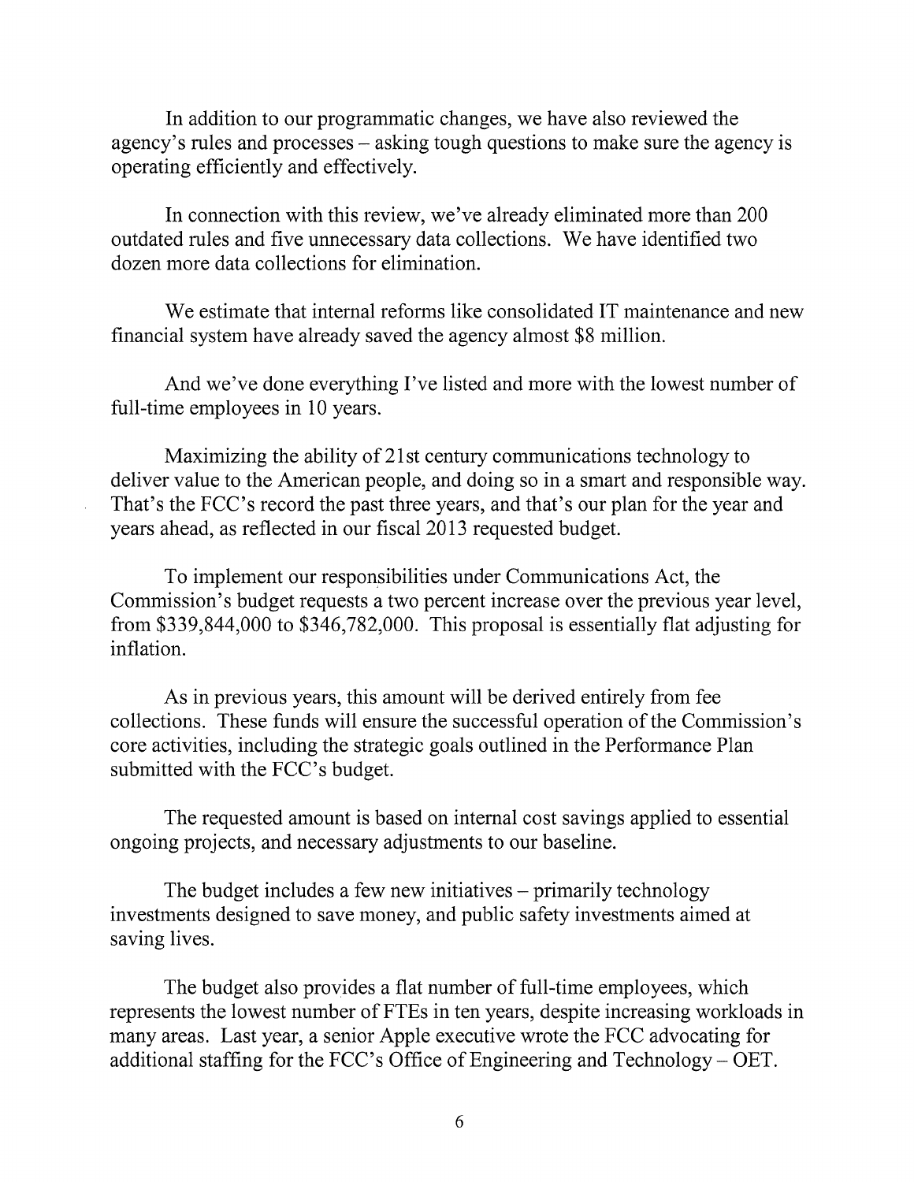In addition to our programmatic changes, we have also reviewed the agency's rules and processes – asking tough questions to make sure the agency is operating efficiently and effectively.

In connection with this review, we've already eliminated more than 200 outdated rules and five unnecessary data collections. We have identified two dozen more data collections for elimination.

We estimate that internal reforms like consolidated IT maintenance and new financial system have already saved the agency almost $8 million.

And we've done everything I've listed and more with the lowest number of full-time employees in 10 years.

Maximizing the ability of 21st century communications technology to deliver value to the American people, and doing so in a smart and responsible way. That's the FCC's record the past three years, and that's our plan for the year and years ahead, as reflected in our fiscal 2013 requested budget.

To implement our responsibilities under Communications Act, the Commission's budget requests a two percent increase over the previous year level, from $339,844,000 to $346,782,000. This proposal is essentially flat adjusting for inflation.

As in previous years, this amount will be derived entirely from fee collections. These funds will ensure the successful operation of the Commission's core activities, including the strategic goals outlined in the Performance Plan submitted with the FCC's budget.

The requested amount is based on internal cost savings applied to essential ongoing projects, and necessary adjustments to our baseline.

The budget includes a few new initiatives – primarily technology investments designed to save money, and public safety investments aimed at saving lives.

The budget also provides a flat number of full-time employees, which represents the lowest number of FTEs in ten years, despite increasing workloads in many areas. Last year, a senior Apple executive wrote the FCC advocating for additional staffing for the FCC's Office of Engineering and Technology – OET.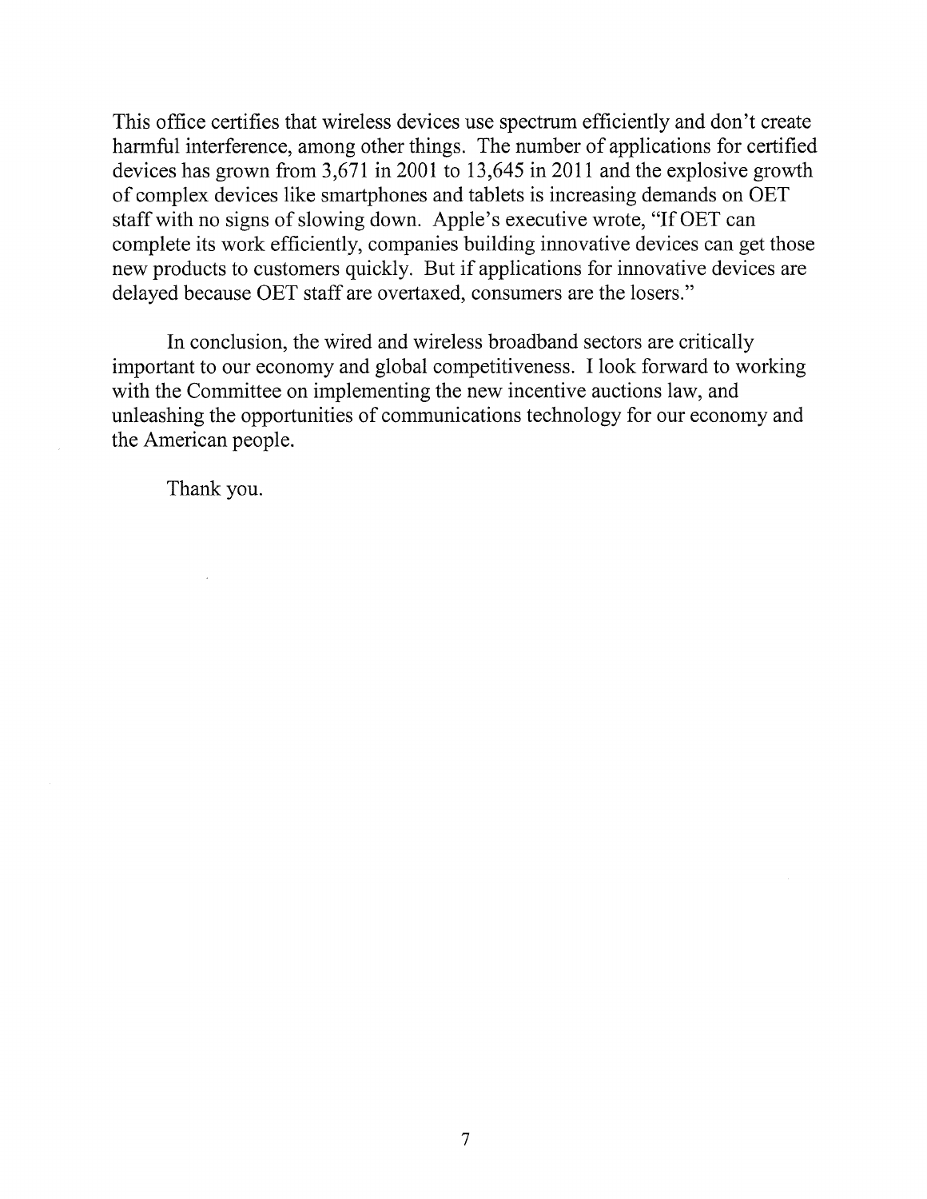This office certifies that wireless devices use spectrum efficiently and don't create harmful interference, among other things. The number of applications for certified devices has grown from 3,671 in 2001 to 13,645 in 2011 and the explosive growth of complex devices like smartphones and tablets is increasing demands on OET staff with no signs of slowing down. Apple's executive wrote, "If OET can complete its work efficiently, companies building innovative devices can get those new products to customers quickly. But if applications for innovative devices are delayed because OET staff are overtaxed, consumers are the losers."

In conclusion, the wired and wireless broadband sectors are critically important to our economy and global competitiveness. I look forward to working with the Committee on implementing the new incentive auctions law, and unleashing the opportunities of communications technology for our economy and the American people.

Thank you.